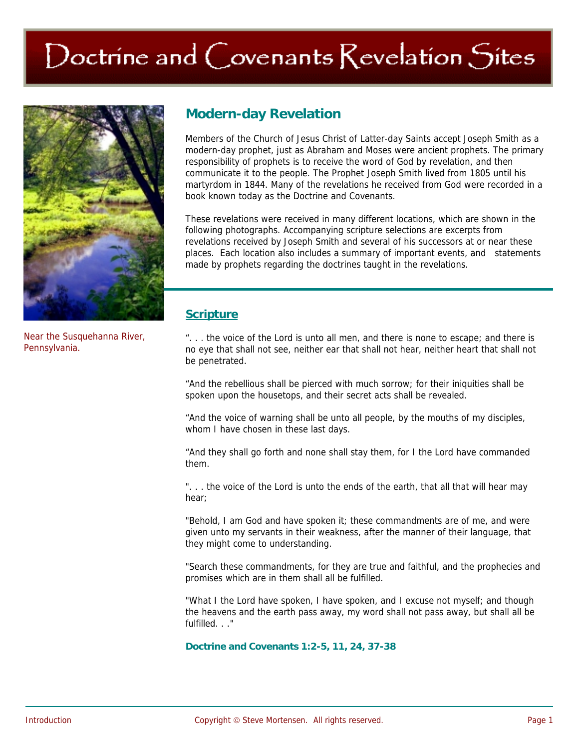# Doctrine and Covenants Revelation Sites

Near the Susquehanna River, Pennsylvania.

## Modern-day Revelation

Members of the Church of Jesus Christ of Latter-day Saints accept Joseph Smith as a modern-day prophet, just as Abraham and Moses were ancient prophets. The primary responsibility of prophets is to receive the word of God by revelation, and then communicate it to the people. The Prophet Joseph Smith lived from 1805 until his martyrdom in 1844. Many of the revelations he received from God were recorded in a book known today as the Doctrine and Covenants.

These revelations were received in many different locations, which are shown in the following photographs. Accompanying scripture selections are excerpts from revelations received by Joseph Smith and several of his successors at or near these places. Each location also includes a summary of important events, and statements made by prophets regarding the doctrines taught in the revelations.

## Scripture

“. . . the voice of the Lord is unto all men, and there is none to escape; and there is no eye that shall not see, neither ear that shall not hear, neither heart that shall not be penetrated.

“And the rebellious shall be pierced with much sorrow; for their iniquities shall be spoken upon the housetops, and their secret acts shall be revealed.

“And the voice of warning shall be unto all people, by the mouths of my disciples, whom I have chosen in these last days.

“And they shall go forth and none shall stay them, for I the Lord have commanded them.

". . . the voice of the Lord is unto the ends of the earth, that all that will hear may hear;

"Behold, I am God and have spoken it; these commandments are of me, and were given unto my servants in their weakness, after the manner of their language, that they might come to understanding.

"Search these commandments, for they are true and faithful, and the prophecies and promises which are in them shall all be fulfilled.

"What I the Lord have spoken, I have spoken, and I excuse not myself; and though the heavens and the earth pass away, my word shall not pass away, but shall all be fulfilled. . ."

**Doctrine and Covenants 1:2-5, 11, 24, 37-38**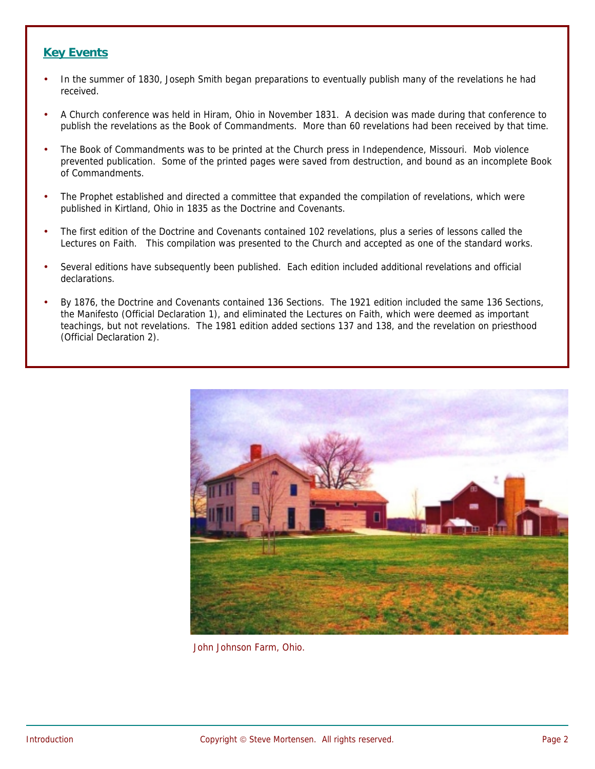## Key Events

- In the summer of 1830, Joseph Smith began preparations to eventually publish many of the revelations he had received.
- A Church conference was held in Hiram, Ohio in November 1831. A decision was made during that conference to publish the revelations as the Book of Commandments. More than 60 revelations had been received by that time.
- The Book of Commandments was to be printed at the Church press in Independence, Missouri. Mob violence prevented publication. Some of the printed pages were saved from destruction, and bound as an incomplete Book of Commandments.
- The Prophet established and directed a committee that expanded the compilation of revelations, which were published in Kirtland, Ohio in 1835 as the Doctrine and Covenants.
- The first edition of the Doctrine and Covenants contained 102 revelations, plus a series of lessons called the Lectures on Faith. This compilation was presented to the Church and accepted as one of the standard works.
- Several editions have subsequently been published. Each edition included additional revelations and official declarations.
- By 1876, the Doctrine and Covenants contained 136 Sections. The 1921 edition included the same 136 Sections, the Manifesto (Official Declaration 1), and eliminated the Lectures on Faith, which were deemed as important teachings, but not revelations. The 1981 edition added sections 137 and 138, and the revelation on priesthood (Official Declaration 2).

John Johnson Farm, Ohio.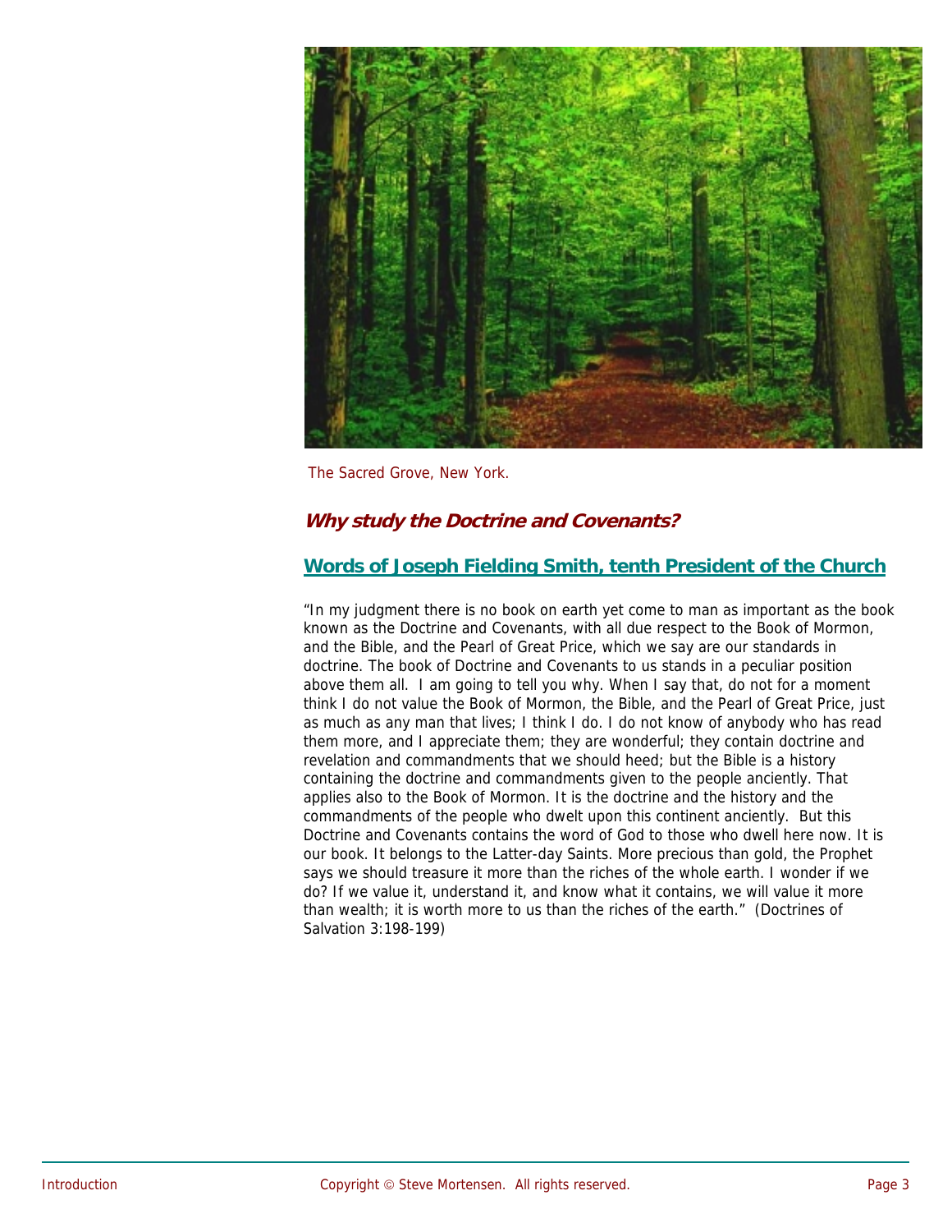The Sacred Grove, New York.

### ***Why study the Doctrine and Covenants?***

## **Words of Joseph Fielding Smith, tenth President of the Church**

"In my judgment there is no book on earth yet come to man as important as the book known as the Doctrine and Covenants, with all due respect to the Book of Mormon, and the Bible, and the Pearl of Great Price, which we say are our standards in doctrine. The book of Doctrine and Covenants to us stands in a peculiar position above them all. I am going to tell you why. When I say that, do not for a moment think I do not value the Book of Mormon, the Bible, and the Pearl of Great Price, just as much as any man that lives; I think I do. I do not know of anybody who has read them more, and I appreciate them; they are wonderful; they contain doctrine and revelation and commandments that we should heed; but the Bible is a history containing the doctrine and commandments given to the people anciently. That applies also to the Book of Mormon. It is the doctrine and the history and the commandments of the people who dwelt upon this continent anciently. But this Doctrine and Covenants contains the word of God to those who dwell here now. It is our book. It belongs to the Latter-day Saints. More precious than gold, the Prophet says we should treasure it more than the riches of the whole earth. I wonder if we do? If we value it, understand it, and know what it contains, we will value it more than wealth; it is worth more to us than the riches of the earth." (Doctrines of Salvation 3:198-199)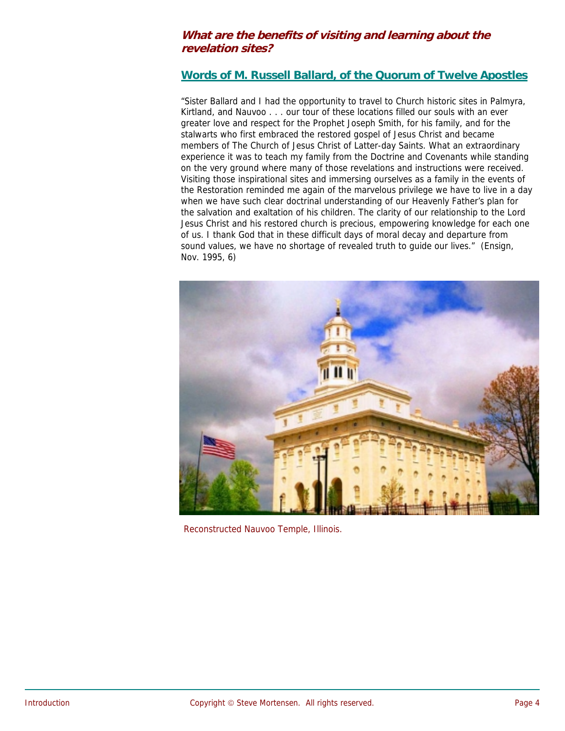### *What are the benefits of visiting and learning about the revelation sites?*

## Words of M. Russell Ballard, of the Quorum of Twelve Apostles

"Sister Ballard and I had the opportunity to travel to Church historic sites in Palmyra, Kirtland, and Nauvoo . . . our tour of these locations filled our souls with an ever greater love and respect for the Prophet Joseph Smith, for his family, and for the stalwarts who first embraced the restored gospel of Jesus Christ and became members of The Church of Jesus Christ of Latter-day Saints. What an extraordinary experience it was to teach my family from the Doctrine and Covenants while standing on the very ground where many of those revelations and instructions were received. Visiting those inspirational sites and immersing ourselves as a family in the events of the Restoration reminded me again of the marvelous privilege we have to live in a day when we have such clear doctrinal understanding of our Heavenly Father's plan for the salvation and exaltation of his children. The clarity of our relationship to the Lord Jesus Christ and his restored church is precious, empowering knowledge for each one of us. I thank God that in these difficult days of moral decay and departure from sound values, we have no shortage of revealed truth to guide our lives." (Ensign, Nov. 1995, 6)

Reconstructed Nauvoo Temple, Illinois.